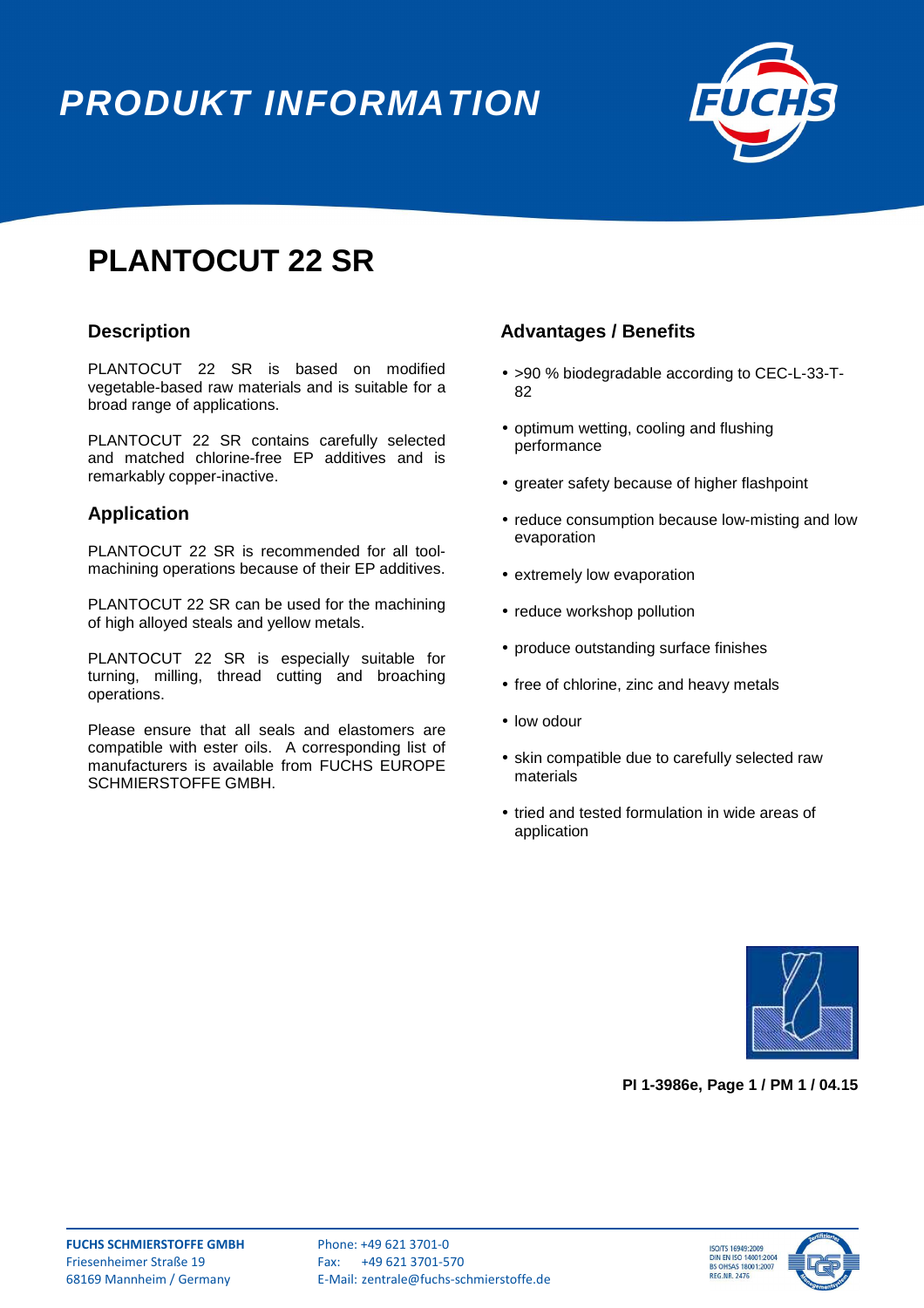# PRODUKT INFORMATION

# PLANTOCUT 22 SR

## Description

PLANTOCUT 22 SR is based on modified vegetable-based raw materials and is suitable for a broad range of applications.

PLANTOCUT 22 SR contains carefully selected and matched chlorine-free EP additives and is remarkably copper-inactive.

## Application

PLANTOCUT 22 SR is recommended for all tool-machining operations because of their EP additives.

PLANTOCUT 22 SR can be used for the machining of high alloyed steals and yellow metals.

PLANTOCUT 22 SR is especially suitable for turning, milling, thread cutting and broaching operations.

Please ensure that all seals and elastomers are compatible with ester oils. A corresponding list of manufacturers is available from FUCHS EUROPE SCHMIERSTOFFE GMBH.

## Advantages / Benefits

- >90 % biodegradable according to CEC-L-33-T-82
- optimum wetting, cooling and flushing performance
- greater safety because of higher flashpoint
- reduce consumption because low-misting and low evaporation
- extremely low evaporation
- reduce workshop pollution
- produce outstanding surface finishes
- free of chlorine, zinc and heavy metals
- low odour
- skin compatible due to carefully selected raw materials
- tried and tested formulation in wide areas of application

**PI 1-3986e, Page 1 / PM 1 / 04.15**

**FUCHS SCHMIERSTOFFE GMBH**
Friesenheimer Straße 19
68169 Mannheim / Germany

Phone: +49 621 3701-0
Fax: +49 621 3701-570
E-Mail: zentrale@fuchs-schmierstoffe.de

ISO/TS 16949:2009
DIN EN ISO 14001:2004
BS OHSAS 18001:2007
REG.NR. 2476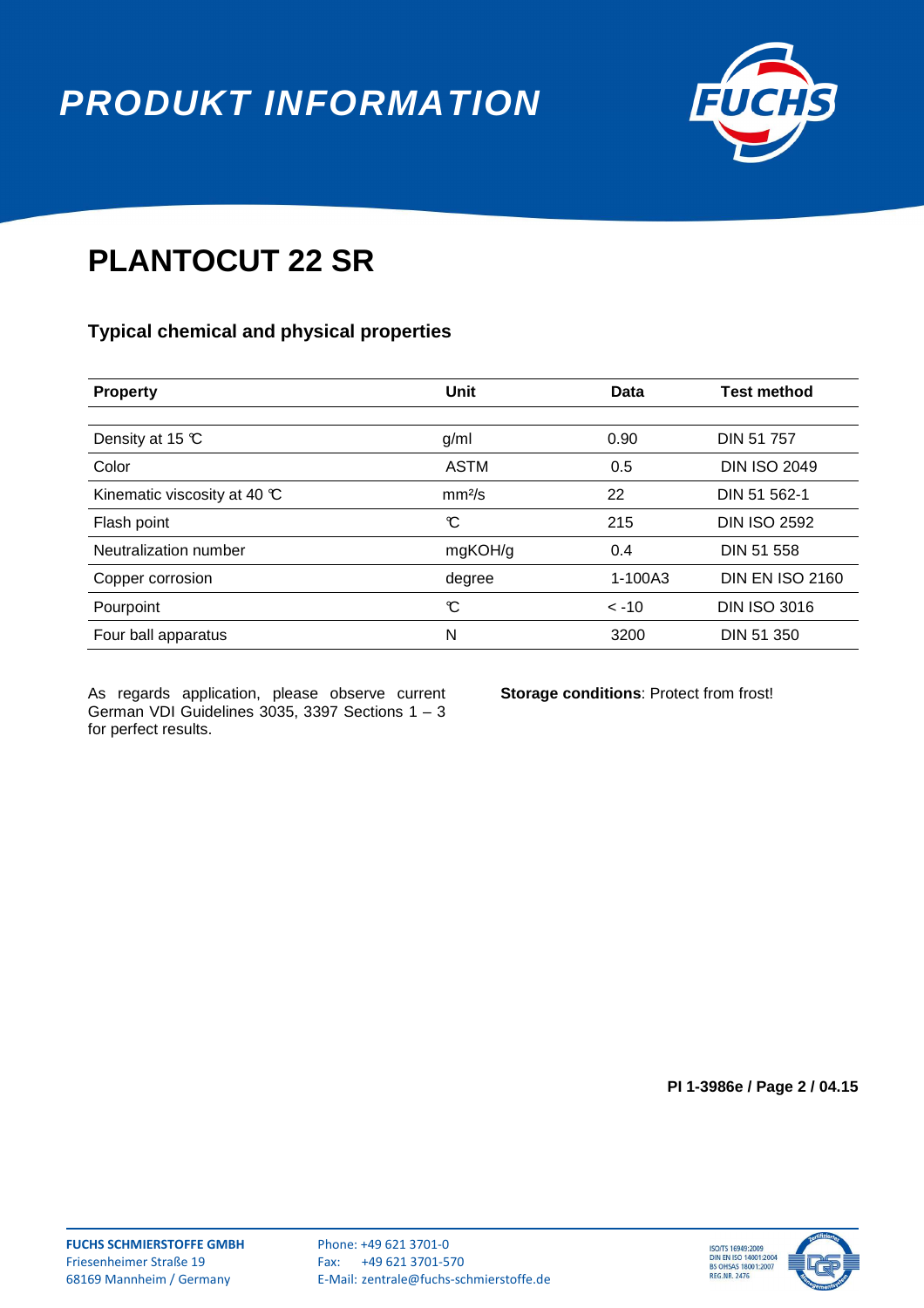# PRODUKT INFORMATION

## PLANTOCUT 22 SR

### Typical chemical and physical properties

| Property | Unit | Data | Test method |
|---|---|---|---|
| Density at 15 °C | g/ml | 0.90 | DIN 51 757 |
| Color | ASTM | 0.5 | DIN ISO 2049 |
| Kinematic viscosity at 40 °C | mm²/s | 22 | DIN 51 562-1 |
| Flash point | °C | 215 | DIN ISO 2592 |
| Neutralization number | mgKOH/g | 0.4 | DIN 51 558 |
| Copper corrosion | degree | 1-100A3 | DIN EN ISO 2160 |
| Pourpoint | °C | < -10 | DIN ISO 3016 |
| Four ball apparatus | N | 3200 | DIN 51 350 |

As regards application, please observe current German VDI Guidelines 3035, 3397 Sections 1 – 3 for perfect results.

**Storage conditions**: Protect from frost!

**PI 1-3986e / Page 2 / 04.15**

**FUCHS SCHMIERSTOFFE GMBH**
Friesenheimer Straße 19
68169 Mannheim / Germany

Phone: +49 621 3701-0
Fax: +49 621 3701-570
E-Mail: zentrale@fuchs-schmierstoffe.de

ISO/TS 16949:2009
DIN EN ISO 14001:2004
BS OHSAS 18001:2007
REG.NR. 2476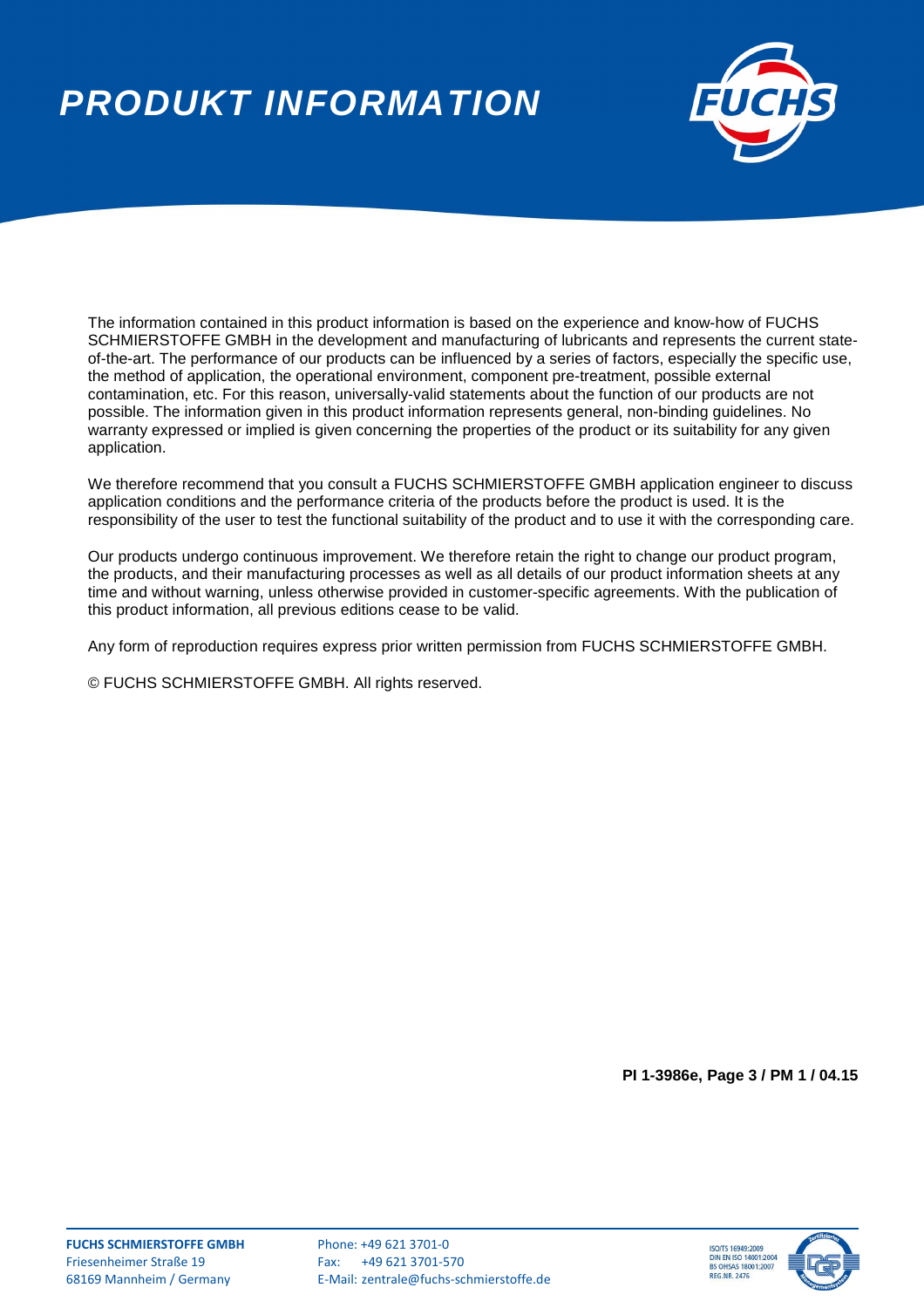The information contained in this product information is based on the experience and know-how of FUCHS SCHMIERSTOFFE GMBH in the development and manufacturing of lubricants and represents the current state-of-the-art. The performance of our products can be influenced by a series of factors, especially the specific use, the method of application, the operational environment, component pre-treatment, possible external contamination, etc. For this reason, universally-valid statements about the function of our products are not possible. The information given in this product information represents general, non-binding guidelines. No warranty expressed or implied is given concerning the properties of the product or its suitability for any given application.

We therefore recommend that you consult a FUCHS SCHMIERSTOFFE GMBH application engineer to discuss application conditions and the performance criteria of the products before the product is used. It is the responsibility of the user to test the functional suitability of the product and to use it with the corresponding care.

Our products undergo continuous improvement. We therefore retain the right to change our product program, the products, and their manufacturing processes as well as all details of our product information sheets at any time and without warning, unless otherwise provided in customer-specific agreements. With the publication of this product information, all previous editions cease to be valid.

Any form of reproduction requires express prior written permission from FUCHS SCHMIERSTOFFE GMBH.

© FUCHS SCHMIERSTOFFE GMBH. All rights reserved.

**PI 1-3986e, Page 3 / PM 1 / 04.15**